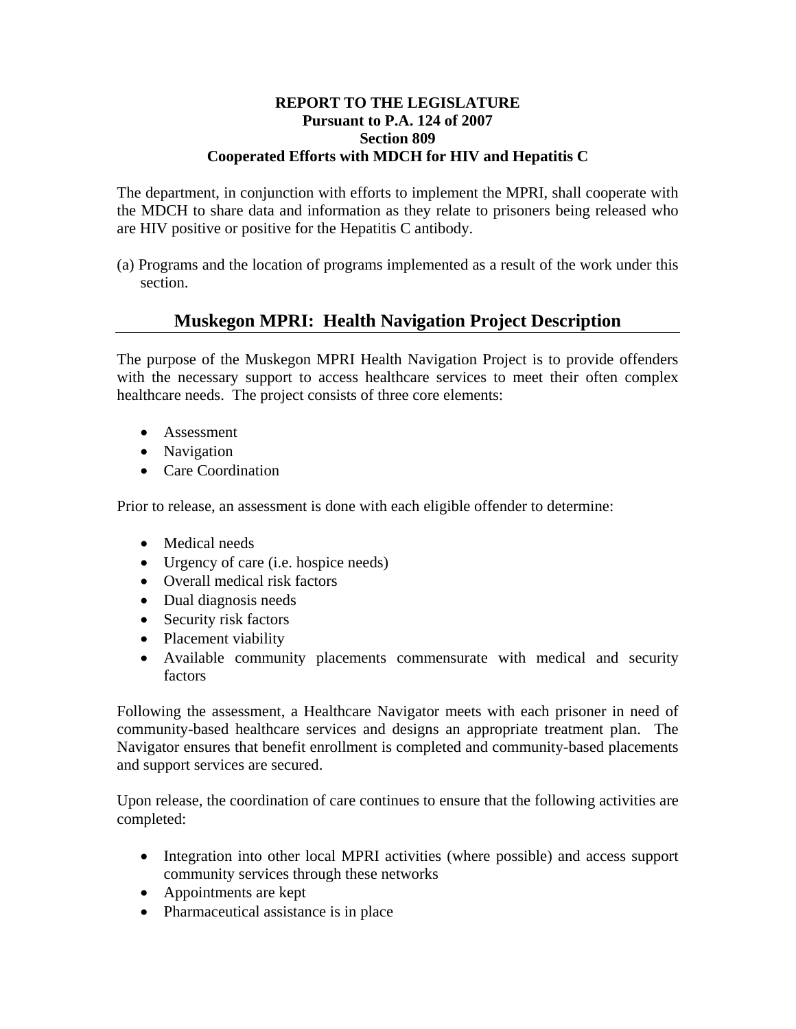**REPORT TO THE LEGISLATURE**
**Pursuant to P.A. 124 of 2007**
**Section 809**
**Cooperated Efforts with MDCH for HIV and Hepatitis C**

The department, in conjunction with efforts to implement the MPRI, shall cooperate with the MDCH to share data and information as they relate to prisoners being released who are HIV positive or positive for the Hepatitis C antibody.

(a) Programs and the location of programs implemented as a result of the work under this section.

## Muskegon MPRI: Health Navigation Project Description

The purpose of the Muskegon MPRI Health Navigation Project is to provide offenders with the necessary support to access healthcare services to meet their often complex healthcare needs. The project consists of three core elements:

- Assessment
- Navigation
- Care Coordination

Prior to release, an assessment is done with each eligible offender to determine:

- Medical needs
- Urgency of care (i.e. hospice needs)
- Overall medical risk factors
- Dual diagnosis needs
- Security risk factors
- Placement viability
- Available community placements commensurate with medical and security factors

Following the assessment, a Healthcare Navigator meets with each prisoner in need of community-based healthcare services and designs an appropriate treatment plan. The Navigator ensures that benefit enrollment is completed and community-based placements and support services are secured.

Upon release, the coordination of care continues to ensure that the following activities are completed:

- Integration into other local MPRI activities (where possible) and access support community services through these networks
- Appointments are kept
- Pharmaceutical assistance is in place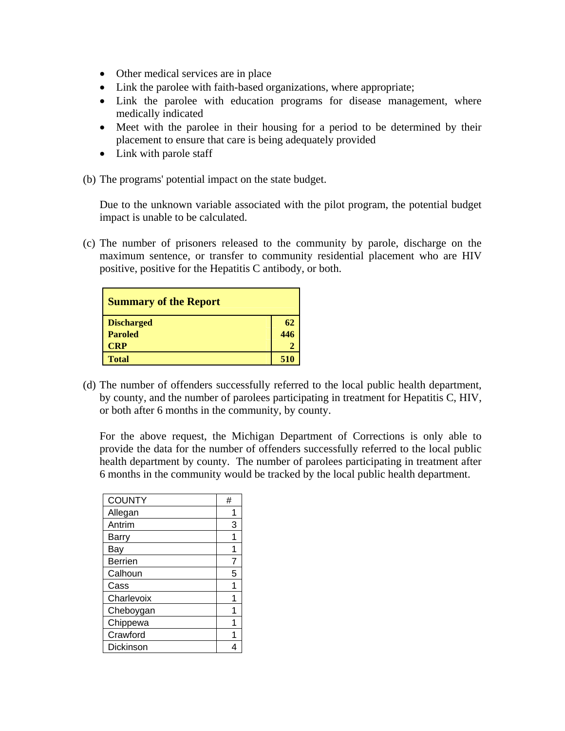- Other medical services are in place
- Link the parolee with faith-based organizations, where appropriate;
- Link the parolee with education programs for disease management, where medically indicated
- Meet with the parolee in their housing for a period to be determined by their placement to ensure that care is being adequately provided
- Link with parole staff

(b) The programs' potential impact on the state budget.

Due to the unknown variable associated with the pilot program, the potential budget impact is unable to be calculated.

(c) The number of prisoners released to the community by parole, discharge on the maximum sentence, or transfer to community residential placement who are HIV positive, positive for the Hepatitis C antibody, or both.

| **Summary of the Report** | |
|---|---|
| **Discharged** | **62** |
| **Paroled** | **446** |
| **CRP** | **2** |
| **Total** | **510** |

(d) The number of offenders successfully referred to the local public health department, by county, and the number of parolees participating in treatment for Hepatitis C, HIV, or both after 6 months in the community, by county.

For the above request, the Michigan Department of Corrections is only able to provide the data for the number of offenders successfully referred to the local public health department by county. The number of parolees participating in treatment after 6 months in the community would be tracked by the local public health department.

| COUNTY | # |
|---|---|
| Allegan | 1 |
| Antrim | 3 |
| Barry | 1 |
| Bay | 1 |
| Berrien | 7 |
| Calhoun | 5 |
| Cass | 1 |
| Charlevoix | 1 |
| Cheboygan | 1 |
| Chippewa | 1 |
| Crawford | 1 |
| Dickinson | 4 |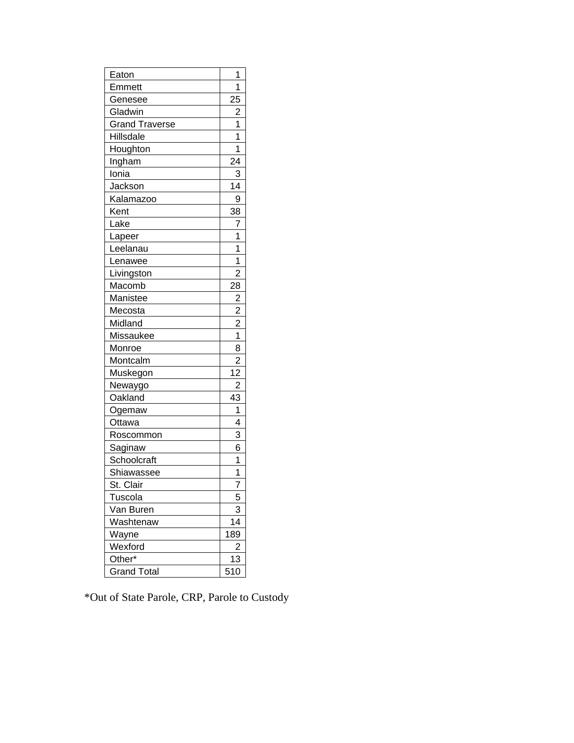| | |
|---|---|
| Eaton | 1 |
| Emmett | 1 |
| Genesee | 25 |
| Gladwin | 2 |
| Grand Traverse | 1 |
| Hillsdale | 1 |
| Houghton | 1 |
| Ingham | 24 |
| Ionia | 3 |
| Jackson | 14 |
| Kalamazoo | 9 |
| Kent | 38 |
| Lake | 7 |
| Lapeer | 1 |
| Leelanau | 1 |
| Lenawee | 1 |
| Livingston | 2 |
| Macomb | 28 |
| Manistee | 2 |
| Mecosta | 2 |
| Midland | 2 |
| Missaukee | 1 |
| Monroe | 8 |
| Montcalm | 2 |
| Muskegon | 12 |
| Newaygo | 2 |
| Oakland | 43 |
| Ogemaw | 1 |
| Ottawa | 4 |
| Roscommon | 3 |
| Saginaw | 6 |
| Schoolcraft | 1 |
| Shiawassee | 1 |
| St. Clair | 7 |
| Tuscola | 5 |
| Van Buren | 3 |
| Washtenaw | 14 |
| Wayne | 189 |
| Wexford | 2 |
| Other* | 13 |
| Grand Total | 510 |

*Out of State Parole, CRP, Parole to Custody